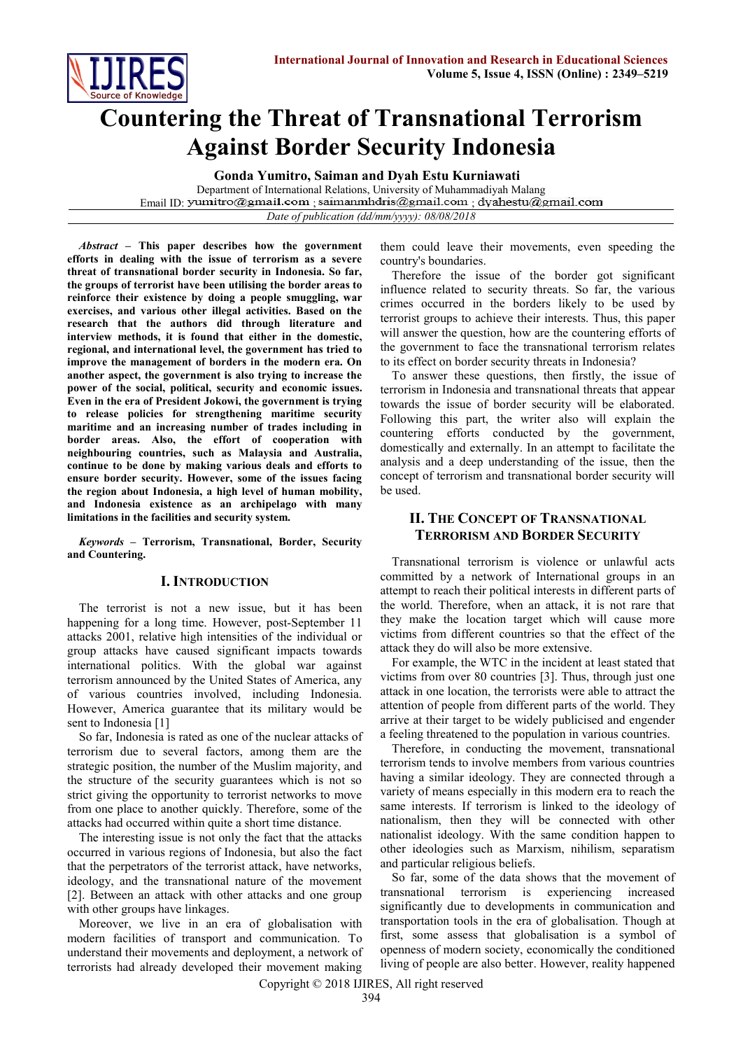# Countering the Threat of Transnational Terrorism Against Border Security Indonesia

**Gonda Yumitro, Saiman and Dyah Estu Kurniawati**

Department of International Relations, University of Muhammadiyah Malang

Email ID: yumitro@gmail.com ; saimanmhdris@gmail.com ; dyahestu@gmail.com

*Date of publication (dd/mm/yyyy): 08/08/2018*

***Abstract* – This paper describes how the government efforts in dealing with the issue of terrorism as a severe threat of transnational border security in Indonesia. So far, the groups of terrorist have been utilising the border areas to reinforce their existence by doing a people smuggling, war exercises, and various other illegal activities. Based on the research that the authors did through literature and interview methods, it is found that either in the domestic, regional, and international level, the government has tried to improve the management of borders in the modern era. On another aspect, the government is also trying to increase the power of the social, political, security and economic issues. Even in the era of President Jokowi, the government is trying to release policies for strengthening maritime security maritime and an increasing number of trades including in border areas. Also, the effort of cooperation with neighbouring countries, such as Malaysia and Australia, continue to be done by making various deals and efforts to ensure border security. However, some of the issues facing the region about Indonesia, a high level of human mobility, and Indonesia existence as an archipelago with many limitations in the facilities and security system.**

***Keywords* – Terrorism, Transnational, Border, Security and Countering.**

## I. Introduction

The terrorist is not a new issue, but it has been happening for a long time. However, post-September 11 attacks 2001, relative high intensities of the individual or group attacks have caused significant impacts towards international politics. With the global war against terrorism announced by the United States of America, any of various countries involved, including Indonesia. However, America guarantee that its military would be sent to Indonesia [1]

So far, Indonesia is rated as one of the nuclear attacks of terrorism due to several factors, among them are the strategic position, the number of the Muslim majority, and the structure of the security guarantees which is not so strict giving the opportunity to terrorist networks to move from one place to another quickly. Therefore, some of the attacks had occurred within quite a short time distance.

The interesting issue is not only the fact that the attacks occurred in various regions of Indonesia, but also the fact that the perpetrators of the terrorist attack, have networks, ideology, and the transnational nature of the movement [2]. Between an attack with other attacks and one group with other groups have linkages.

Moreover, we live in an era of globalisation with modern facilities of transport and communication. To understand their movements and deployment, a network of terrorists had already developed their movement making them could leave their movements, even speeding the country's boundaries.

Therefore the issue of the border got significant influence related to security threats. So far, the various crimes occurred in the borders likely to be used by terrorist groups to achieve their interests. Thus, this paper will answer the question, how are the countering efforts of the government to face the transnational terrorism relates to its effect on border security threats in Indonesia?

To answer these questions, then firstly, the issue of terrorism in Indonesia and transnational threats that appear towards the issue of border security will be elaborated. Following this part, the writer also will explain the countering efforts conducted by the government, domestically and externally. In an attempt to facilitate the analysis and a deep understanding of the issue, then the concept of terrorism and transnational border security will be used.

## II. The Concept of Transnational Terrorism and Border Security

Transnational terrorism is violence or unlawful acts committed by a network of International groups in an attempt to reach their political interests in different parts of the world. Therefore, when an attack, it is not rare that they make the location target which will cause more victims from different countries so that the effect of the attack they do will also be more extensive.

For example, the WTC in the incident at least stated that victims from over 80 countries [3]. Thus, through just one attack in one location, the terrorists were able to attract the attention of people from different parts of the world. They arrive at their target to be widely publicised and engender a feeling threatened to the population in various countries.

Therefore, in conducting the movement, transnational terrorism tends to involve members from various countries having a similar ideology. They are connected through a variety of means especially in this modern era to reach the same interests. If terrorism is linked to the ideology of nationalism, then they will be connected with other nationalist ideology. With the same condition happen to other ideologies such as Marxism, nihilism, separatism and particular religious beliefs.

So far, some of the data shows that the movement of transnational terrorism is experiencing increased significantly due to developments in communication and transportation tools in the era of globalisation. Though at first, some assess that globalisation is a symbol of openness of modern society, economically the conditioned living of people are also better. However, reality happened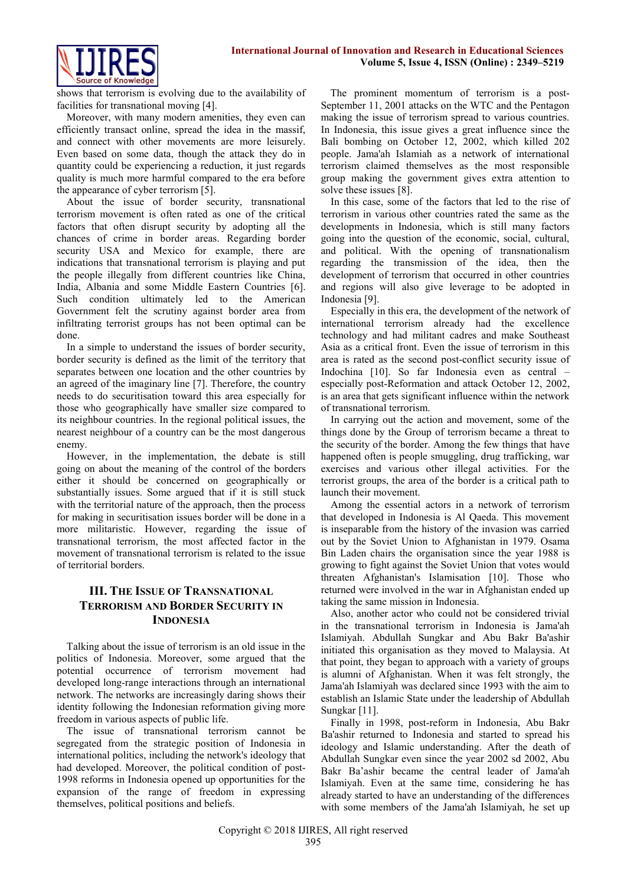shows that terrorism is evolving due to the availability of facilities for transnational moving [4].

Moreover, with many modern amenities, they even can efficiently transact online, spread the idea in the massif, and connect with other movements are more leisurely. Even based on some data, though the attack they do in quantity could be experiencing a reduction, it just regards quality is much more harmful compared to the era before the appearance of cyber terrorism [5].

About the issue of border security, transnational terrorism movement is often rated as one of the critical factors that often disrupt security by adopting all the chances of crime in border areas. Regarding border security USA and Mexico for example, there are indications that transnational terrorism is playing and put the people illegally from different countries like China, India, Albania and some Middle Eastern Countries [6]. Such condition ultimately led to the American Government felt the scrutiny against border area from infiltrating terrorist groups has not been optimal can be done.

In a simple to understand the issues of border security, border security is defined as the limit of the territory that separates between one location and the other countries by an agreed of the imaginary line [7]. Therefore, the country needs to do securitisation toward this area especially for those who geographically have smaller size compared to its neighbour countries. In the regional political issues, the nearest neighbour of a country can be the most dangerous enemy.

However, in the implementation, the debate is still going on about the meaning of the control of the borders either it should be concerned on geographically or substantially issues. Some argued that if it is still stuck with the territorial nature of the approach, then the process for making in securitisation issues border will be done in a more militaristic. However, regarding the issue of transnational terrorism, the most affected factor in the movement of transnational terrorism is related to the issue of territorial borders.

## III. The Issue of Transnational Terrorism and Border Security in Indonesia

Talking about the issue of terrorism is an old issue in the politics of Indonesia. Moreover, some argued that the potential occurrence of terrorism movement had developed long-range interactions through an international network. The networks are increasingly daring shows their identity following the Indonesian reformation giving more freedom in various aspects of public life.

The issue of transnational terrorism cannot be segregated from the strategic position of Indonesia in international politics, including the network's ideology that had developed. Moreover, the political condition of post-1998 reforms in Indonesia opened up opportunities for the expansion of the range of freedom in expressing themselves, political positions and beliefs.

The prominent momentum of terrorism is a post-September 11, 2001 attacks on the WTC and the Pentagon making the issue of terrorism spread to various countries. In Indonesia, this issue gives a great influence since the Bali bombing on October 12, 2002, which killed 202 people. Jama'ah Islamiah as a network of international terrorism claimed themselves as the most responsible group making the government gives extra attention to solve these issues [8].

In this case, some of the factors that led to the rise of terrorism in various other countries rated the same as the developments in Indonesia, which is still many factors going into the question of the economic, social, cultural, and political. With the opening of transnationalism regarding the transmission of the idea, then the development of terrorism that occurred in other countries and regions will also give leverage to be adopted in Indonesia [9].

Especially in this era, the development of the network of international terrorism already had the excellence technology and had militant cadres and make Southeast Asia as a critical front. Even the issue of terrorism in this area is rated as the second post-conflict security issue of Indochina [10]. So far Indonesia even as central – especially post-Reformation and attack October 12, 2002, is an area that gets significant influence within the network of transnational terrorism.

In carrying out the action and movement, some of the things done by the Group of terrorism became a threat to the security of the border. Among the few things that have happened often is people smuggling, drug trafficking, war exercises and various other illegal activities. For the terrorist groups, the area of the border is a critical path to launch their movement.

Among the essential actors in a network of terrorism that developed in Indonesia is Al Qaeda. This movement is inseparable from the history of the invasion was carried out by the Soviet Union to Afghanistan in 1979. Osama Bin Laden chairs the organisation since the year 1988 is growing to fight against the Soviet Union that votes would threaten Afghanistan's Islamisation [10]. Those who returned were involved in the war in Afghanistan ended up taking the same mission in Indonesia.

Also, another actor who could not be considered trivial in the transnational terrorism in Indonesia is Jama'ah Islamiyah. Abdullah Sungkar and Abu Bakr Ba'ashir initiated this organisation as they moved to Malaysia. At that point, they began to approach with a variety of groups is alumni of Afghanistan. When it was felt strongly, the Jama'ah Islamiyah was declared since 1993 with the aim to establish an Islamic State under the leadership of Abdullah Sungkar [11].

Finally in 1998, post-reform in Indonesia, Abu Bakr Ba'ashir returned to Indonesia and started to spread his ideology and Islamic understanding. After the death of Abdullah Sungkar even since the year 2002 sd 2002, Abu Bakr Ba'ashir became the central leader of Jama'ah Islamiyah. Even at the same time, considering he has already started to have an understanding of the differences with some members of the Jama'ah Islamiyah, he set up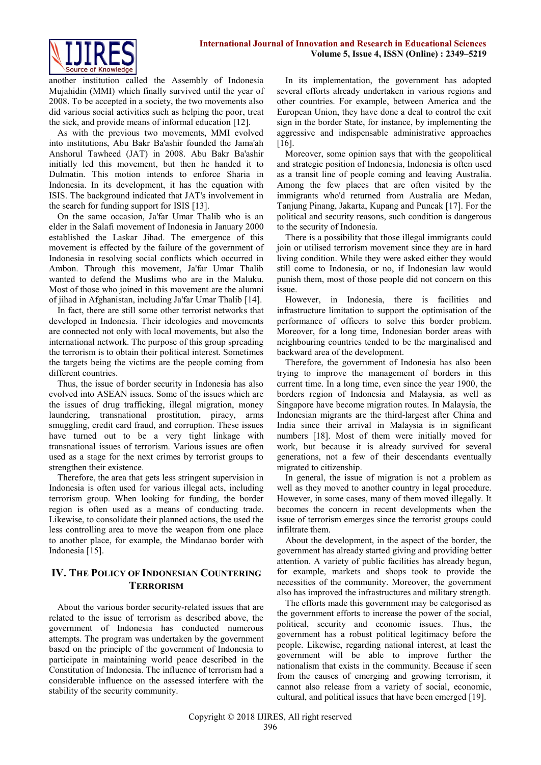another institution called the Assembly of Indonesia Mujahidin (MMI) which finally survived until the year of 2008. To be accepted in a society, the two movements also did various social activities such as helping the poor, treat the sick, and provide means of informal education [12].

As with the previous two movements, MMI evolved into institutions, Abu Bakr Ba'ashir founded the Jama'ah Anshorul Tawheed (JAT) in 2008. Abu Bakr Ba'ashir initially led this movement, but then he handed it to Dulmatin. This motion intends to enforce Sharia in Indonesia. In its development, it has the equation with ISIS. The background indicated that JAT's involvement in the search for funding support for ISIS [13].

On the same occasion, Ja'far Umar Thalib who is an elder in the Salafi movement of Indonesia in January 2000 established the Laskar Jihad. The emergence of this movement is effected by the failure of the government of Indonesia in resolving social conflicts which occurred in Ambon. Through this movement, Ja'far Umar Thalib wanted to defend the Muslims who are in the Maluku. Most of those who joined in this movement are the alumni of jihad in Afghanistan, including Ja'far Umar Thalib [14].

In fact, there are still some other terrorist networks that developed in Indonesia. Their ideologies and movements are connected not only with local movements, but also the international network. The purpose of this group spreading the terrorism is to obtain their political interest. Sometimes the targets being the victims are the people coming from different countries.

Thus, the issue of border security in Indonesia has also evolved into ASEAN issues. Some of the issues which are the issues of drug trafficking, illegal migration, money laundering, transnational prostitution, piracy, arms smuggling, credit card fraud, and corruption. These issues have turned out to be a very tight linkage with transnational issues of terrorism. Various issues are often used as a stage for the next crimes by terrorist groups to strengthen their existence.

Therefore, the area that gets less stringent supervision in Indonesia is often used for various illegal acts, including terrorism group. When looking for funding, the border region is often used as a means of conducting trade. Likewise, to consolidate their planned actions, the used the less controlling area to move the weapon from one place to another place, for example, the Mindanao border with Indonesia [15].

## IV. The Policy of Indonesian Countering Terrorism

About the various border security-related issues that are related to the issue of terrorism as described above, the government of Indonesia has conducted numerous attempts. The program was undertaken by the government based on the principle of the government of Indonesia to participate in maintaining world peace described in the Constitution of Indonesia. The influence of terrorism had a considerable influence on the assessed interfere with the stability of the security community.

In its implementation, the government has adopted several efforts already undertaken in various regions and other countries. For example, between America and the European Union, they have done a deal to control the exit sign in the border State, for instance, by implementing the aggressive and indispensable administrative approaches [16].

Moreover, some opinion says that with the geopolitical and strategic position of Indonesia, Indonesia is often used as a transit line of people coming and leaving Australia. Among the few places that are often visited by the immigrants who'd returned from Australia are Medan, Tanjung Pinang, Jakarta, Kupang and Puncak [17]. For the political and security reasons, such condition is dangerous to the security of Indonesia.

There is a possibility that those illegal immigrants could join or utilised terrorism movement since they are in hard living condition. While they were asked either they would still come to Indonesia, or no, if Indonesian law would punish them, most of those people did not concern on this issue.

However, in Indonesia, there is facilities and infrastructure limitation to support the optimisation of the performance of officers to solve this border problem. Moreover, for a long time, Indonesian border areas with neighbouring countries tended to be the marginalised and backward area of the development.

Therefore, the government of Indonesia has also been trying to improve the management of borders in this current time. In a long time, even since the year 1900, the borders region of Indonesia and Malaysia, as well as Singapore have become migration routes. In Malaysia, the Indonesian migrants are the third-largest after China and India since their arrival in Malaysia is in significant numbers [18]. Most of them were initially moved for work, but because it is already survived for several generations, not a few of their descendants eventually migrated to citizenship.

In general, the issue of migration is not a problem as well as they moved to another country in legal procedure. However, in some cases, many of them moved illegally. It becomes the concern in recent developments when the issue of terrorism emerges since the terrorist groups could infiltrate them.

About the development, in the aspect of the border, the government has already started giving and providing better attention. A variety of public facilities has already begun, for example, markets and shops took to provide the necessities of the community. Moreover, the government also has improved the infrastructures and military strength.

The efforts made this government may be categorised as the government efforts to increase the power of the social, political, security and economic issues. Thus, the government has a robust political legitimacy before the people. Likewise, regarding national interest, at least the government will be able to improve further the nationalism that exists in the community. Because if seen from the causes of emerging and growing terrorism, it cannot also release from a variety of social, economic, cultural, and political issues that have been emerged [19].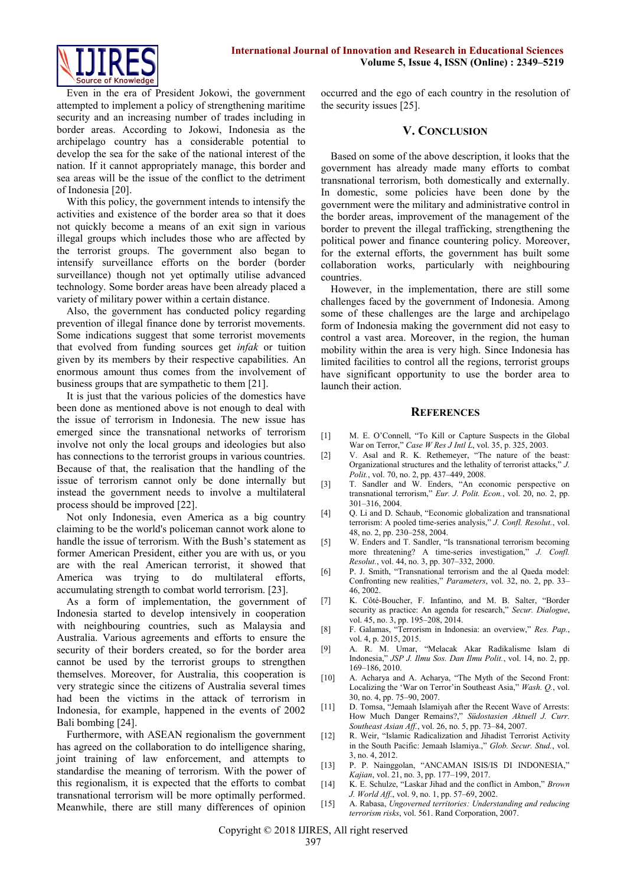Even in the era of President Jokowi, the government attempted to implement a policy of strengthening maritime security and an increasing number of trades including in border areas. According to Jokowi, Indonesia as the archipelago country has a considerable potential to develop the sea for the sake of the national interest of the nation. If it cannot appropriately manage, this border and sea areas will be the issue of the conflict to the detriment of Indonesia [20].

With this policy, the government intends to intensify the activities and existence of the border area so that it does not quickly become a means of an exit sign in various illegal groups which includes those who are affected by the terrorist groups. The government also began to intensify surveillance efforts on the border (border surveillance) though not yet optimally utilise advanced technology. Some border areas have been already placed a variety of military power within a certain distance.

Also, the government has conducted policy regarding prevention of illegal finance done by terrorist movements. Some indications suggest that some terrorist movements that evolved from funding sources get *infak* or tuition given by its members by their respective capabilities. An enormous amount thus comes from the involvement of business groups that are sympathetic to them [21].

It is just that the various policies of the domestics have been done as mentioned above is not enough to deal with the issue of terrorism in Indonesia. The new issue has emerged since the transnational networks of terrorism involve not only the local groups and ideologies but also has connections to the terrorist groups in various countries. Because of that, the realisation that the handling of the issue of terrorism cannot only be done internally but instead the government needs to involve a multilateral process should be improved [22].

Not only Indonesia, even America as a big country claiming to be the world's policeman cannot work alone to handle the issue of terrorism. With the Bush's statement as former American President, either you are with us, or you are with the real American terrorist, it showed that America was trying to do multilateral efforts, accumulating strength to combat world terrorism. [23].

As a form of implementation, the government of Indonesia started to develop intensively in cooperation with neighbouring countries, such as Malaysia and Australia. Various agreements and efforts to ensure the security of their borders created, so for the border area cannot be used by the terrorist groups to strengthen themselves. Moreover, for Australia, this cooperation is very strategic since the citizens of Australia several times had been the victims in the attack of terrorism in Indonesia, for example, happened in the events of 2002 Bali bombing [24].

Furthermore, with ASEAN regionalism the government has agreed on the collaboration to do intelligence sharing, joint training of law enforcement, and attempts to standardise the meaning of terrorism. With the power of this regionalism, it is expected that the efforts to combat transnational terrorism will be more optimally performed. Meanwhile, there are still many differences of opinion occurred and the ego of each country in the resolution of the security issues [25].

## V. Conclusion

Based on some of the above description, it looks that the government has already made many efforts to combat transnational terrorism, both domestically and externally. In domestic, some policies have been done by the government were the military and administrative control in the border areas, improvement of the management of the border to prevent the illegal trafficking, strengthening the political power and finance countering policy. Moreover, for the external efforts, the government has built some collaboration works, particularly with neighbouring countries.

However, in the implementation, there are still some challenges faced by the government of Indonesia. Among some of these challenges are the large and archipelago form of Indonesia making the government did not easy to control a vast area. Moreover, in the region, the human mobility within the area is very high. Since Indonesia has limited facilities to control all the regions, terrorist groups have significant opportunity to use the border area to launch their action.

## References

[1] M. E. O'Connell, "To Kill or Capture Suspects in the Global War on Terror," *Case W Res J Intl L*, vol. 35, p. 325, 2003.

[2] V. Asal and R. K. Rethemeyer, "The nature of the beast: Organizational structures and the lethality of terrorist attacks," *J. Polit.*, vol. 70, no. 2, pp. 437–449, 2008.

[3] T. Sandler and W. Enders, "An economic perspective on transnational terrorism," *Eur. J. Polit. Econ.*, vol. 20, no. 2, pp. 301–316, 2004.

[4] Q. Li and D. Schaub, "Economic globalization and transnational terrorism: A pooled time-series analysis," *J. Confl. Resolut.*, vol. 48, no. 2, pp. 230–258, 2004.

[5] W. Enders and T. Sandler, "Is transnational terrorism becoming more threatening? A time-series investigation," *J. Confl. Resolut.*, vol. 44, no. 3, pp. 307–332, 2000.

[6] P. J. Smith, "Transnational terrorism and the al Qaeda model: Confronting new realities," *Parameters*, vol. 32, no. 2, pp. 33–46, 2002.

[7] K. Côté-Boucher, F. Infantino, and M. B. Salter, "Border security as practice: An agenda for research," *Secur. Dialogue*, vol. 45, no. 3, pp. 195–208, 2014.

[8] F. Galamas, "Terrorism in Indonesia: an overview," *Res. Pap.*, vol. 4, p. 2015, 2015.

[9] A. R. M. Umar, "Melacak Akar Radikalisme Islam di Indonesia," *JSP J. Ilmu Sos. Dan Ilmu Polit.*, vol. 14, no. 2, pp. 169–186, 2010.

[10] A. Acharya and A. Acharya, "The Myth of the Second Front: Localizing the 'War on Terror'in Southeast Asia," *Wash. Q.*, vol. 30, no. 4, pp. 75–90, 2007.

[11] D. Tomsa, "Jemaah Islamiyah after the Recent Wave of Arrests: How Much Danger Remains?," *Südostasien Aktuell J. Curr. Southeast Asian Aff.*, vol. 26, no. 5, pp. 73–84, 2007.

[12] R. Weir, "Islamic Radicalization and Jihadist Terrorist Activity in the South Pacific: Jemaah Islamiya.," *Glob. Secur. Stud.*, vol. 3, no. 4, 2012.

[13] P. P. Nainggolan, "ANCAMAN ISIS/IS DI INDONESIA," *Kajian*, vol. 21, no. 3, pp. 177–199, 2017.

[14] K. E. Schulze, "Laskar Jihad and the conflict in Ambon," *Brown J. World Aff.*, vol. 9, no. 1, pp. 57–69, 2002.

[15] A. Rabasa, *Ungoverned territories: Understanding and reducing terrorism risks*, vol. 561. Rand Corporation, 2007.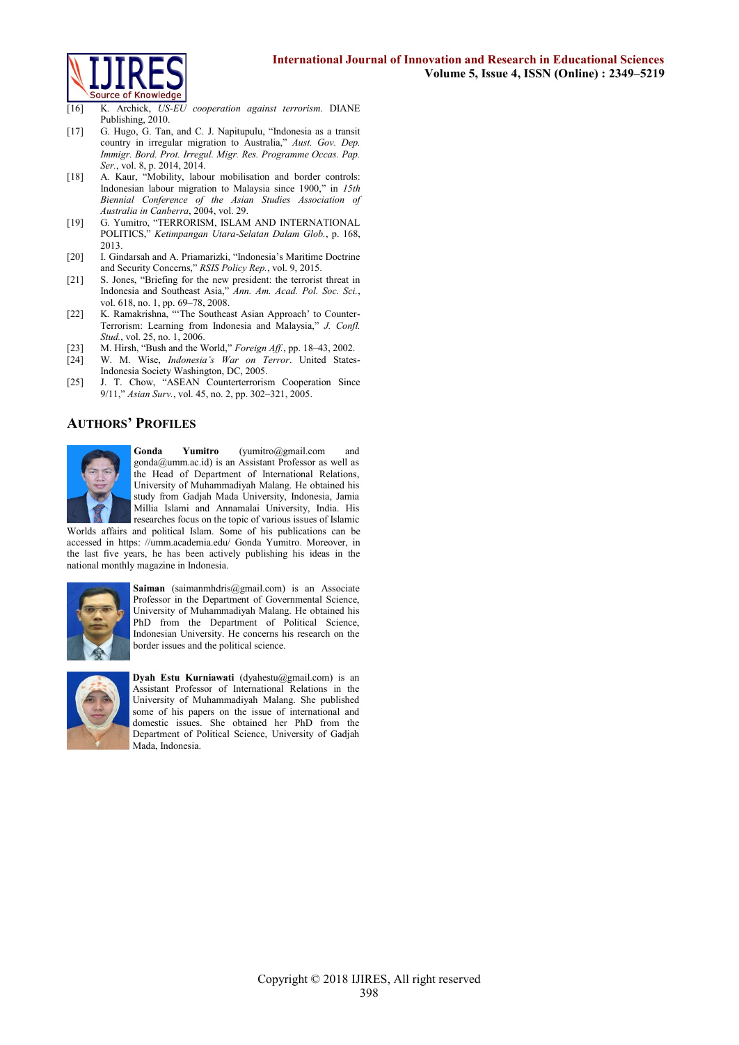[16] K. Archick, *US-EU cooperation against terrorism*. DIANE Publishing, 2010.

[17] G. Hugo, G. Tan, and C. J. Napitupulu, "Indonesia as a transit country in irregular migration to Australia," *Aust. Gov. Dep. Immigr. Bord. Prot. Irregul. Migr. Res. Programme Occas. Pap. Ser.*, vol. 8, p. 2014, 2014.

[18] A. Kaur, "Mobility, labour mobilisation and border controls: Indonesian labour migration to Malaysia since 1900," in *15th Biennial Conference of the Asian Studies Association of Australia in Canberra*, 2004, vol. 29.

[19] G. Yumitro, "TERRORISM, ISLAM AND INTERNATIONAL POLITICS," *Ketimpangan Utara-Selatan Dalam Glob.*, p. 168, 2013.

[20] I. Gindarsah and A. Priamarizki, "Indonesia's Maritime Doctrine and Security Concerns," *RSIS Policy Rep.*, vol. 9, 2015.

[21] S. Jones, "Briefing for the new president: the terrorist threat in Indonesia and Southeast Asia," *Ann. Am. Acad. Pol. Soc. Sci.*, vol. 618, no. 1, pp. 69–78, 2008.

[22] K. Ramakrishna, "'The Southeast Asian Approach' to Counter-Terrorism: Learning from Indonesia and Malaysia," *J. Confl. Stud.*, vol. 25, no. 1, 2006.

[23] M. Hirsh, "Bush and the World," *Foreign Aff.*, pp. 18–43, 2002.

[24] W. M. Wise, *Indonesia's War on Terror*. United States-Indonesia Society Washington, DC, 2005.

[25] J. T. Chow, "ASEAN Counterterrorism Cooperation Since 9/11," *Asian Surv.*, vol. 45, no. 2, pp. 302–321, 2005.

## AUTHORS' PROFILES

**Gonda Yumitro** (yumitro@gmail.com and gonda@umm.ac.id) is an Assistant Professor as well as the Head of Department of International Relations, University of Muhammadiyah Malang. He obtained his study from Gadjah Mada University, Indonesia, Jamia Millia Islami and Annamalai University, India. His researches focus on the topic of various issues of Islamic Worlds affairs and political Islam. Some of his publications can be accessed in https: //umm.academia.edu/ Gonda Yumitro. Moreover, in the last five years, he has been actively publishing his ideas in the national monthly magazine in Indonesia.

**Saiman** (saimanmhdris@gmail.com) is an Associate Professor in the Department of Governmental Science, University of Muhammadiyah Malang. He obtained his PhD from the Department of Political Science, Indonesian University. He concerns his research on the border issues and the political science.

**Dyah Estu Kurniawati** (dyahestu@gmail.com) is an Assistant Professor of International Relations in the University of Muhammadiyah Malang. She published some of his papers on the issue of international and domestic issues. She obtained her PhD from the Department of Political Science, University of Gadjah Mada, Indonesia.